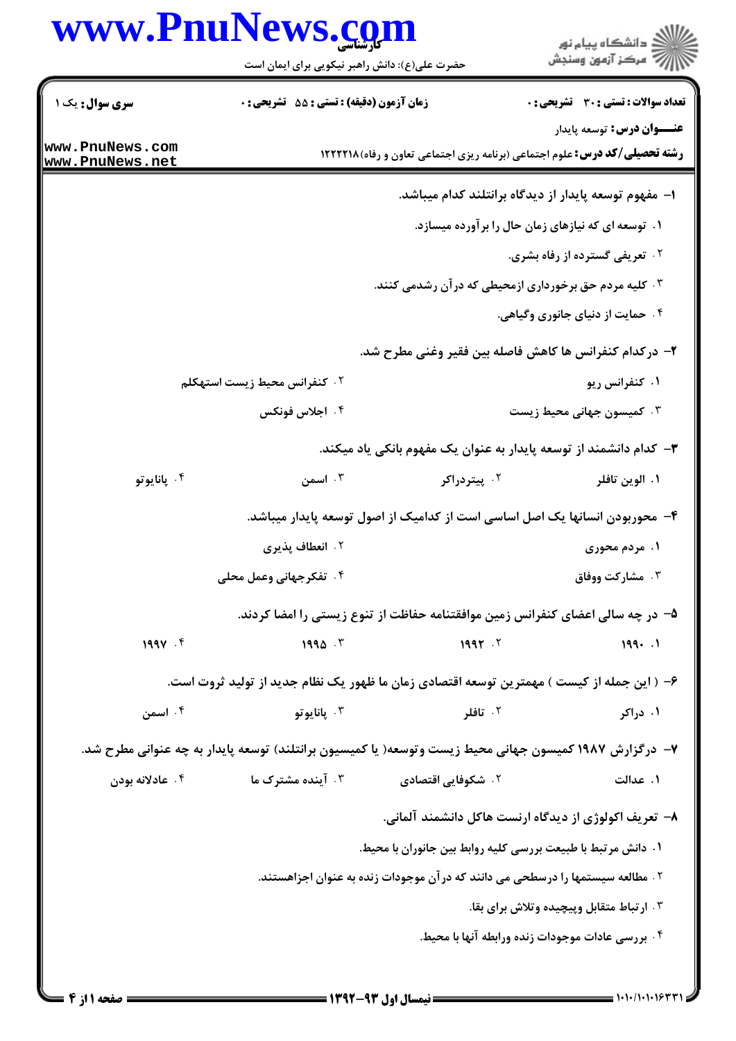**سری سوال:** یک ۱

**زمان آزمون (دقیقه) : تستی : ۵۵ تشریحی : ۰**

**تعداد سوالات : تستی : ۳۰ تشریحی : ۰**

**عنـــوان درس:** توسعه پایدار

**رشته تحصیلی/کد درس:** علوم اجتماعی (برنامه ریزی اجتماعی تعاون و رفاه)۱۲۲۲۲۱۸

**۱- مفهوم توسعه پایدار از دیدگاه برانتلند کدام میباشد.**

۱. توسعه ای که نیازهای زمان حال را برآورده میسازد.

۲. تعریفی گسترده از رفاه بشری.

۳. کلیه مردم حق برخورداری ازمحیطی که درآن رشدمی کنند.

۴. حمایت از دنیای جانوری وگیاهی.

**۲- درکدام کنفرانس ها کاهش فاصله بین فقیر وغنی مطرح شد.**

۱. کنفرانس ریو

۲. کنفرانس محیط زیست استهکلم

۳. کمیسون جهانی محیط زیست

۴. اجلاس فونکس

**۳- کدام دانشمند از توسعه پایدار به عنوان یک مفهوم بانکی یاد میکند.**

۱. الوین تافلر

۲. پیتردراکر

۳. اسمن

۴. پاناپوتو

**۴- محوربودن انسانها یک اصل اساسی است از کدامیک از اصول توسعه پایدار میباشد.**

۱. مردم محوری

۲. انعطاف پذیری

۳. مشارکت ووفاق

۴. تفکرجهانی وعمل محلی

**۵- در چه سالی اعضای کنفرانس زمین موافقتنامه حفاظت از تنوع زیستی را امضا کردند.**

۱. ۱۹۹۰

۲. ۱۹۹۲

۳. ۱۹۹۵

۴. ۱۹۹۷

**۶- ( این جمله از کیست ) مهمترین توسعه اقتصادی زمان ما ظهور یک نظام جدید از تولید ثروت است.**

۱. دراکر

۲. تافلر

۳. پاناپوتو

۴. اسمن

**۷- درگزارش ۱۹۸۷ کمیسون جهانی محیط زیست وتوسعه( یا کمیسیون برانتلند) توسعه پایدار به چه عنوانی مطرح شد.**

۱. عدالت

۲. شکوفایی اقتصادی

۳. آینده مشترک ما

۴. عادلانه بودن

**۸- تعریف اکولوژی از دیدگاه ارنست هاکل دانشمند آلمانی.**

۱. دانش مرتبط با طبیعت بررسی کلیه روابط بین جانوران با محیط.

۲. مطالعه سیستمها را درسطحی می دانند که درآن موجودات زنده به عنوان اجزاهستند.

۳. ارتباط متقابل وپیچیده وتلاش برای بقا.

۴. بررسی عادات موجودات زنده ورابطه آنها با محیط.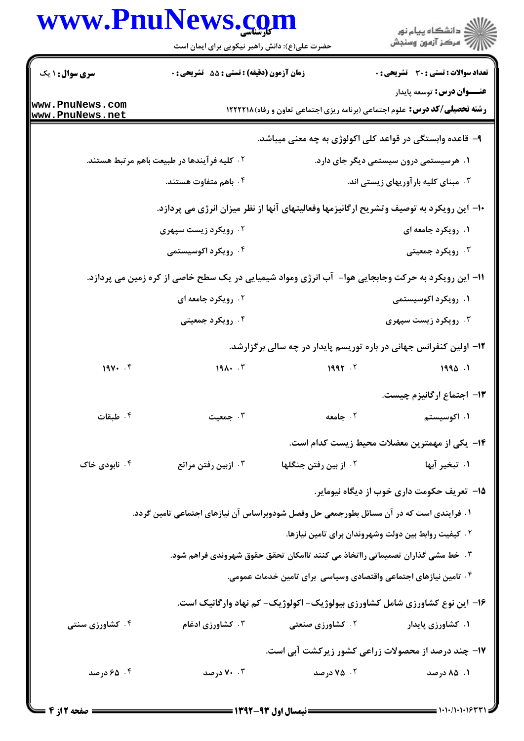**سری سوال:** ۱ یک | **زمان آزمون (دقیقه) : تستی :** ۵۵ **تشریحی :** ۰ | **تعداد سوالات : تستی :** ۳۰ **تشریحی :** ۰

**عنـــوان درس:** توسعه پایدار

**رشته تحصیلی/کد درس:** علوم اجتماعی (برنامه ریزی اجتماعی تعاون و رفاه)۱۲۲۲۲۱۸

۹- قاعده وابستگی در قواعد کلی اکولوژی به چه معنی میباشد.

۱. هرسیستمی درون سیستمی دیگر جای دارد.

۲. کلیه فرآیندها در طبیعت باهم مرتبط هستند.

۳. مبنای کلیه بارآوریهای زیستی اند.

۴. باهم متفاوت هستند.

۱۰- این رویکرد به توصیف وتشریح ارگانیزمها وفعالیتهای آنها از نظر میزان انرژی می پردازد.

۱. رویکرد جامعه ای

۲. رویکرد زیست سپهری

۳. رویکرد جمعیتی

۴. رویکرد اکوسیستمی

۱۱- این رویکرد به حرکت وجابجایی هوا- آب انرژی ومواد شیمیایی در یک سطح خاصی از کره زمین می پردازد.

۱. رویکرد اکوسیستمی

۲. رویکرد جامعه ای

۳. رویکرد زیست سپهری

۴. رویکرد جمعیتی

۱۲- اولین کنفرانس جهانی در باره توریسم پایدار در چه سالی برگزارشد.

۱. ۱۹۹۵

۲. ۱۹۹۲

۳. ۱۹۸۰

۴. ۱۹۷۰

۱۳- اجتماع ارگانیزم چیست.

۱. اکوسیستم

۲. جامعه

۳. جمعیت

۴. طبقات

۱۴- یکی از مهمترین معضلات محیط زیست کدام است.

۱. تبخیر آبها

۲. از بین رفتن جنگلها

۳. ازبین رفتن مراتع

۴. نابودی خاک

۱۵- تعریف حکومت داری خوب از دیگاه نیومایر.

۱. فرایندی است که در آن مسائل بطورجمعی حل وفصل شودوبراساس آن نیازهای اجتماعی تامین گردد.

۲. کیفیت روابط بین دولت وشهروندان برای تامین نیازها.

۳. خط مشی گذاران تصمیماتی رااتخاذ می کنند تاامکان تحقق حقوق شهروندی فراهم شود.

۴. تامین نیازهای اجتماعی واقتصادی وسیاسی برای تامین خدمات عمومی.

۱۶- این نوع کشاورزی شامل کشاورزی بیولوژیک- اکولوژیک- کم نهاد وارگانیک است.

۱. کشاورزی پایدار

۲. کشاورزی صنعتی

۳. کشاورزی ادغام

۴. کشاورزی سنتی

۱۷- چند درصد از محصولات زراعی کشور زیرکشت آبی است.

۱. ۸۵ درصد

۲. ۷۵ درصد

۳. ۷۰ درصد

۴. ۶۵ درصد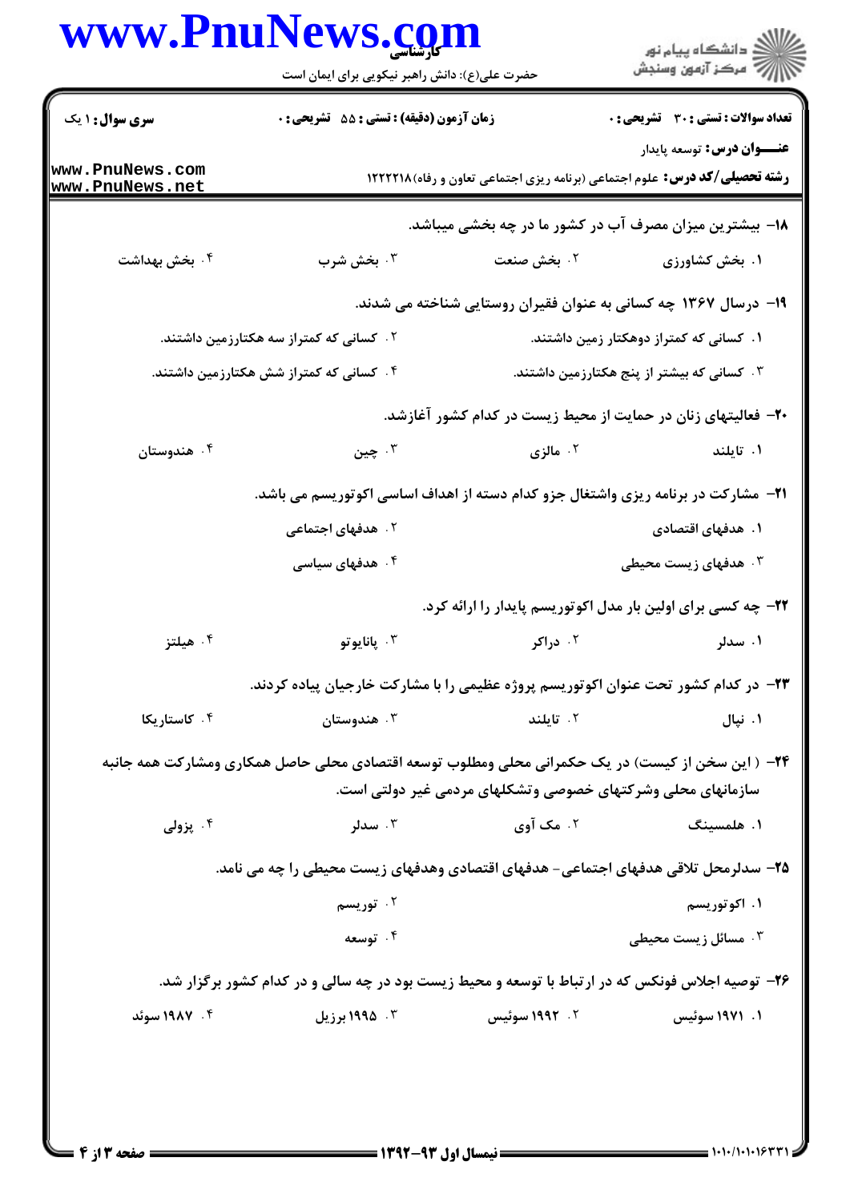۱۸- بیشترین میزان مصرف آب در کشور ما در چه بخشی میباشد.

۱. بخش کشاورزی ۲. بخش صنعت ۳. بخش شرب ۴. بخش بهداشت

۱۹- درسال ۱۳۶۷ چه کسانی به عنوان فقیران روستایی شناخته می شدند.

۱. کسانی که کمتراز دوهکتار زمین داشتند.

۲. کسانی که کمتراز سه هکتارزمین داشتند.

۳. کسانی که بیشتر از پنج هکتارزمین داشتند.

۴. کسانی که کمتراز شش هکتارزمین داشتند.

۲۰- فعالیتهای زنان در حمایت از محیط زیست در کدام کشور آغازشد.

۱. تایلند ۲. مالزی ۳. چین ۴. هندوستان

۲۱- مشارکت در برنامه ریزی واشتغال جزو کدام دسته از اهداف اساسی اکوتوریسم می باشد.

۱. هدفهای اقتصادی

۲. هدفهای اجتماعی

۳. هدفهای زیست محیطی

۴. هدفهای سیاسی

۲۲- چه کسی برای اولین بار مدل اکوتوریسم پایدار را ارائه کرد.

۱. سدلر ۲. دراکر ۳. پاناپوتو ۴. هیلتز

۲۳- در کدام کشور تحت عنوان اکوتوریسم پروژه عظیمی را با مشارکت خارجیان پیاده کردند.

۱. نپال ۲. تایلند ۳. هندوستان ۴. کاستاریکا

۲۴- ( این سخن از کیست) در یک حکمرانی محلی ومطلوب توسعه اقتصادی محلی حاصل همکاری ومشارکت همه جانبه سازمانهای محلی وشرکتهای خصوصی وتشکلهای مردمی غیر دولتی است.

۱. هلمسینگ ۲. مک آوی ۳. سدلر ۴. پزولی

۲۵- سدلرمحل تلاقی هدفهای اجتماعی- هدفهای اقتصادی وهدفهای زیست محیطی را چه می نامد.

۱. اکوتوریسم

۲. توریسم

۳. مسائل زیست محیطی

۴. توسعه

۲۶- توصیه اجلاس فونکس که در ارتباط با توسعه و محیط زیست بود در چه سالی و در کدام کشور برگزار شد.

۱. ۱۹۷۱ سوئیس ۲. ۱۹۹۲ سوئیس ۳. ۱۹۹۵ برزیل ۴. ۱۹۸۷ سوئد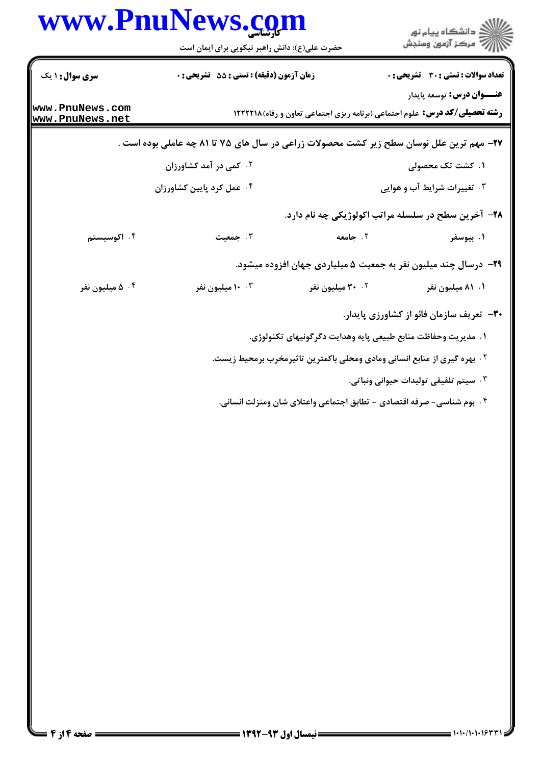**۲۷- مهم ترین علل نوسان سطح زیر کشت محصولات زراعی در سال های ۷۵ تا ۸۱ چه عاملی بوده است .**

۱. کشت تک محصولی

۲. کمی در آمد کشاورزان

۳. تغییرات شرایط آب و هوایی

۴. عمل کرد پایین کشاورزان

**۲۸- آخرین سطح در سلسله مراتب اکولوژیکی چه نام دارد.**

۱. بیوسفر

۲. جامعه

۳. جمعیت

۴. اکوسیستم

**۲۹- درسال چند میلیون نفر به جمعیت ۵ میلیاردی جهان افزوده میشود.**

۱. ۸۱ میلیون نفر

۲. ۳۰ میلیون نفر

۳. ۱۰ میلیون نفر

۴. ۵ میلیون نفر

**۳۰- تعریف سازمان فائو از کشاورزی پایدار.**

۱. مدیریت وحفاظت منابع طبیعی پایه وهدایت دگرگونیهای تکنولوژی.

۲. بهره گیری از منابع انسانی ومادی ومحلی باکمترین تاثیرمخرب برمحیط زیست.

۳. سیتم تلفیقی تولیدات حیوانی ونباتی.

۴. بوم شناسی- صرفه اقتصادی - تطابق اجتماعی واعتلای شان ومنزلت انسانی.